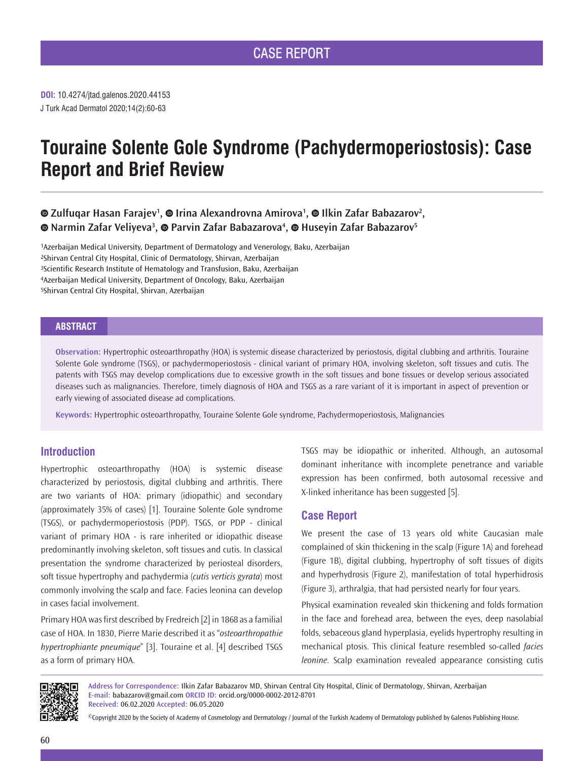CASE REPORT

**DOI:** 10.4274/jtad.galenos.2020.44153

J Turk Acad Dermatol 2020;14(2):60-63

# Touraine Solente Gole Syndrome (Pachydermoperiostosis): Case Report and Brief Review

**Zulfuqar Hasan Farajev[1], Irina Alexandrovna Amirova[1], Ilkin Zafar Babazarov[2], Narmin Zafar Veliyeva[3], Parvin Zafar Babazarova[4], Huseyin Zafar Babazarov[5]**

[1]Azerbaijan Medical University, Department of Dermatology and Venerology, Baku, Azerbaijan
[2]Shirvan Central City Hospital, Clinic of Dermatology, Shirvan, Azerbaijan
[3]Scientific Research Institute of Hematology and Transfusion, Baku, Azerbaijan
[4]Azerbaijan Medical University, Department of Oncology, Baku, Azerbaijan
[5]Shirvan Central City Hospital, Shirvan, Azerbaijan

## ABSTRACT

**Observation:** Hypertrophic osteoarthropathy (HOA) is systemic disease characterized by periostosis, digital clubbing and arthritis. Touraine Solente Gole syndrome (TSGS), or pachydermoperiostosis - clinical variant of primary HOA, involving skeleton, soft tissues and cutis. The patents with TSGS may develop complications due to excessive growth in the soft tissues and bone tissues or develop serious associated diseases such as malignancies. Therefore, timely diagnosis of HOA and TSGS as a rare variant of it is important in aspect of prevention or early viewing of associated disease ad complications.

**Keywords:** Hypertrophic osteoarthropathy, Touraine Solente Gole syndrome, Pachydermoperiostosis, Malignancies

## Introduction

Hypertrophic osteoarthropathy (HOA) is systemic disease characterized by periostosis, digital clubbing and arthritis. There are two variants of HOA: primary (idiopathic) and secondary (approximately 35% of cases) [1]. Touraine Solente Gole syndrome (TSGS), or pachydermoperiostosis (PDP). TSGS, or PDP - clinical variant of primary HOA - is rare inherited or idiopathic disease predominantly involving skeleton, soft tissues and cutis. In classical presentation the syndrome characterized by periosteal disorders, soft tissue hypertrophy and pachydermia (*cutis verticis gyrata*) most commonly involving the scalp and face. Facies leonina can develop in cases facial involvement.

Primary HOA was first described by Fredreich [2] in 1868 as a familial case of HOA. In 1830, Pierre Marie described it as "*osteoarthropathie hypertrophiante pneumique*" [3]. Touraine et al. [4] described TSGS as a form of primary HOA.

TSGS may be idiopathic or inherited. Although, an autosomal dominant inheritance with incomplete penetrance and variable expression has been confirmed, both autosomal recessive and X-linked inheritance has been suggested [5].

## Case Report

We present the case of 13 years old white Caucasian male complained of skin thickening in the scalp (Figure 1A) and forehead (Figure 1B), digital clubbing, hypertrophy of soft tissues of digits and hyperhydrosis (Figure 2), manifestation of total hyperhidrosis (Figure 3), arthralgia, that had persisted nearly for four years.

Physical examination revealed skin thickening and folds formation in the face and forehead area, between the eyes, deep nasolabial folds, sebaceous gland hyperplasia, eyelids hypertrophy resulting in mechanical ptosis. This clinical feature resembled so-called *facies leonine*. Scalp examination revealed appearance consisting cutis

**Address for Correspondence:** Ilkin Zafar Babazarov MD, Shirvan Central City Hospital, Clinic of Dermatology, Shirvan, Azerbaijan
**E-mail:** babazarov@gmail.com **ORCID ID:** orcid.org/0000-0002-2012-8701
**Received:** 06.02.2020 **Accepted:** 06.05.2020

©Copyright 2020 by the Society of Academy of Cosmetology and Dermatology / Journal of the Turkish Academy of Dermatology published by Galenos Publishing House.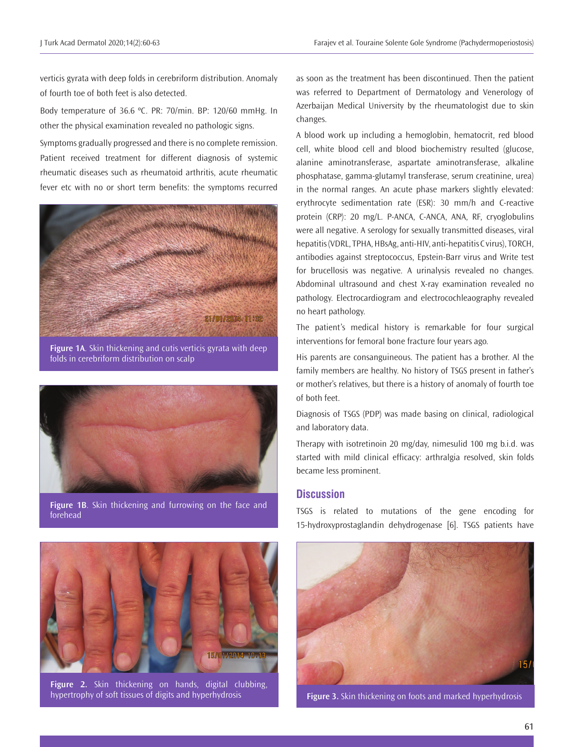verticis gyrata with deep folds in cerebriform distribution. Anomaly of fourth toe of both feet is also detected.

Body temperature of 36.6 ºC. PR: 70/min. BP: 120/60 mmHg. In other the physical examination revealed no pathologic signs.

Symptoms gradually progressed and there is no complete remission. Patient received treatment for different diagnosis of systemic rheumatic diseases such as rheumatoid arthritis, acute rheumatic fever etc with no or short term benefits: the symptoms recurred as soon as the treatment has been discontinued. Then the patient was referred to Department of Dermatology and Venerology of Azerbaijan Medical University by the rheumatologist due to skin changes.

**Figure 1A**. Skin thickening and cutis verticis gyrata with deep folds in cerebriform distribution on scalp

**Figure 1B**. Skin thickening and furrowing on the face and forehead

**Figure 2.** Skin thickening on hands, digital clubbing, hypertrophy of soft tissues of digits and hyperhydrosis

A blood work up including a hemoglobin, hematocrit, red blood cell, white blood cell and blood biochemistry resulted (glucose, alanine aminotransferase, aspartate aminotransferase, alkaline phosphatase, gamma-glutamyl transferase, serum creatinine, urea) in the normal ranges. An acute phase markers slightly elevated: erythrocyte sedimentation rate (ESR): 30 mm/h and C-reactive protein (CRP): 20 mg/L. P-ANCA, C-ANCA, ANA, RF, cryoglobulins were all negative. A serology for sexually transmitted diseases, viral hepatitis (VDRL, TPHA, HBsAg, anti-HIV, anti-hepatitis C virus), TORCH, antibodies against streptococcus, Epstein-Barr virus and Write test for brucellosis was negative. A urinalysis revealed no changes. Abdominal ultrasound and chest X-ray examination revealed no pathology. Electrocardiogram and electrocochleaography revealed no heart pathology.

The patient's medical history is remarkable for four surgical interventions for femoral bone fracture four years ago.

His parents are consanguineous. The patient has a brother. Al the family members are healthy. No history of TSGS present in father's or mother's relatives, but there is a history of anomaly of fourth toe of both feet.

Diagnosis of TSGS (PDP) was made basing on clinical, radiological and laboratory data.

Therapy with isotretinoin 20 mg/day, nimesulid 100 mg b.i.d. was started with mild clinical efficacy: arthralgia resolved, skin folds became less prominent.

## Discussion

TSGS is related to mutations of the gene encoding for 15-hydroxyprostaglandin dehydrogenase [6]. TSGS patients have

**Figure 3.** Skin thickening on foots and marked hyperhydrosis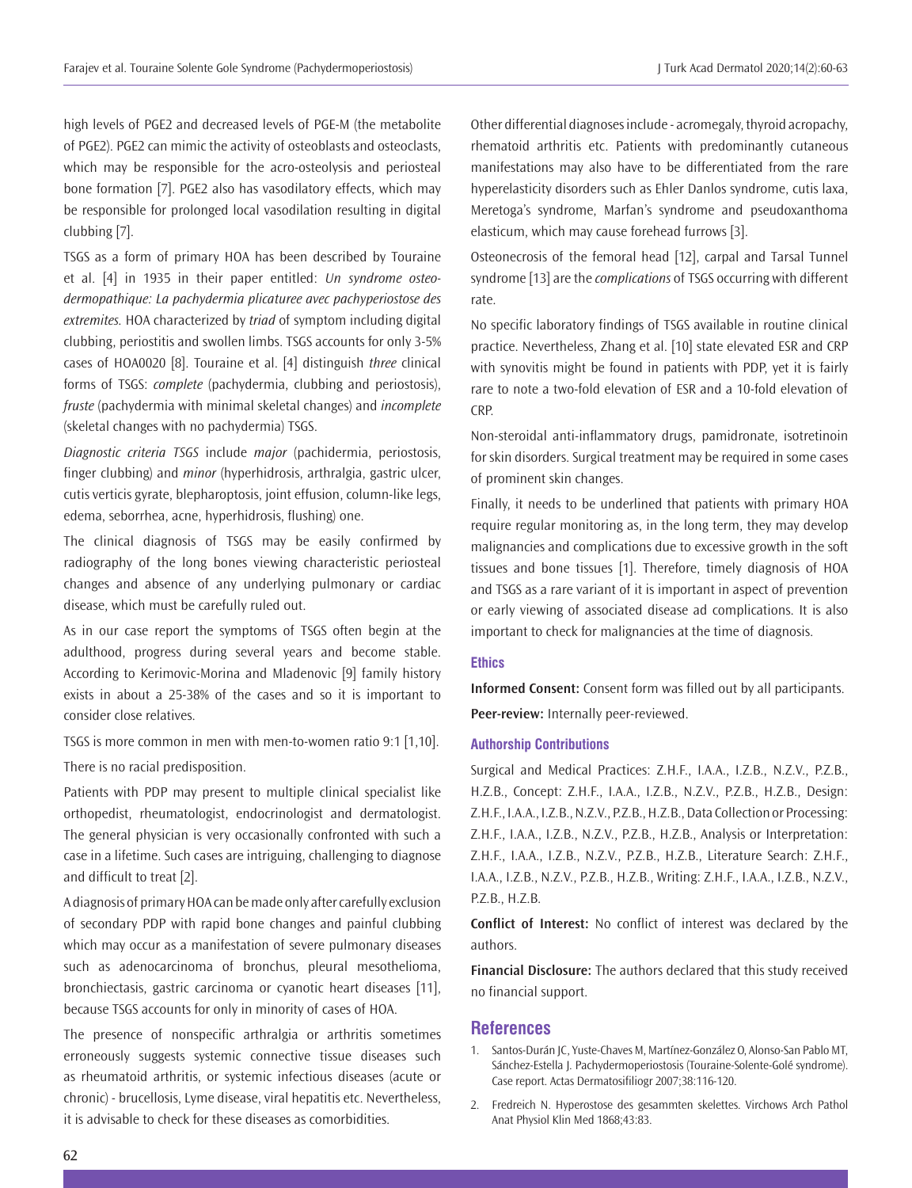high levels of PGE2 and decreased levels of PGE-M (the metabolite of PGE2). PGE2 can mimic the activity of osteoblasts and osteoclasts, which may be responsible for the acro-osteolysis and periosteal bone formation [7]. PGE2 also has vasodilatory effects, which may be responsible for prolonged local vasodilation resulting in digital clubbing [7].

TSGS as a form of primary HOA has been described by Touraine et al. [4] in 1935 in their paper entitled: *Un syndrome osteo-dermopathique: La pachydermia plicaturee avec pachyperiostose des extremites.* HOA characterized by *triad* of symptom including digital clubbing, periostitis and swollen limbs. TSGS accounts for only 3-5% cases of HOA0020 [8]. Touraine et al. [4] distinguish *three* clinical forms of TSGS: *complete* (pachydermia, clubbing and periostosis), *fruste* (pachydermia with minimal skeletal changes) and *incomplete* (skeletal changes with no pachydermia) TSGS.

*Diagnostic criteria TSGS* include *major* (pachidermia, periostosis, finger clubbing) and *minor* (hyperhidrosis, arthralgia, gastric ulcer, cutis verticis gyrate, blepharoptosis, joint effusion, column-like legs, edema, seborrhea, acne, hyperhidrosis, flushing) one.

The clinical diagnosis of TSGS may be easily confirmed by radiography of the long bones viewing characteristic periosteal changes and absence of any underlying pulmonary or cardiac disease, which must be carefully ruled out.

As in our case report the symptoms of TSGS often begin at the adulthood, progress during several years and become stable. According to Kerimovic-Morina and Mladenovic [9] family history exists in about a 25-38% of the cases and so it is important to consider close relatives.

TSGS is more common in men with men-to-women ratio 9:1 [1,10].

There is no racial predisposition.

Patients with PDP may present to multiple clinical specialist like orthopedist, rheumatologist, endocrinologist and dermatologist. The general physician is very occasionally confronted with such a case in a lifetime. Such cases are intriguing, challenging to diagnose and difficult to treat [2].

A diagnosis of primary HOA can be made only after carefully exclusion of secondary PDP with rapid bone changes and painful clubbing which may occur as a manifestation of severe pulmonary diseases such as adenocarcinoma of bronchus, pleural mesothelioma, bronchiectasis, gastric carcinoma or cyanotic heart diseases [11], because TSGS accounts for only in minority of cases of HOA.

The presence of nonspecific arthralgia or arthritis sometimes erroneously suggests systemic connective tissue diseases such as rheumatoid arthritis, or systemic infectious diseases (acute or chronic) - brucellosis, Lyme disease, viral hepatitis etc. Nevertheless, it is advisable to check for these diseases as comorbidities.

Other differential diagnoses include - acromegaly, thyroid acropachy, rhematoid arthritis etc. Patients with predominantly cutaneous manifestations may also have to be differentiated from the rare hyperelasticity disorders such as Ehler Danlos syndrome, cutis laxa, Meretoga's syndrome, Marfan's syndrome and pseudoxanthoma elasticum, which may cause forehead furrows [3].

Osteonecrosis of the femoral head [12], carpal and Tarsal Tunnel syndrome [13] are the *complications* of TSGS occurring with different rate.

No specific laboratory findings of TSGS available in routine clinical practice. Nevertheless, Zhang et al. [10] state elevated ESR and CRP with synovitis might be found in patients with PDP, yet it is fairly rare to note a two-fold elevation of ESR and a 10-fold elevation of CRP.

Non-steroidal anti-inflammatory drugs, pamidronate, isotretinoin for skin disorders. Surgical treatment may be required in some cases of prominent skin changes.

Finally, it needs to be underlined that patients with primary HOA require regular monitoring as, in the long term, they may develop malignancies and complications due to excessive growth in the soft tissues and bone tissues [1]. Therefore, timely diagnosis of HOA and TSGS as a rare variant of it is important in aspect of prevention or early viewing of associated disease ad complications. It is also important to check for malignancies at the time of diagnosis.

### Ethics

**Informed Consent:** Consent form was filled out by all participants.

**Peer-review:** Internally peer-reviewed.

### Authorship Contributions

Surgical and Medical Practices: Z.H.F., I.A.A., I.Z.B., N.Z.V., P.Z.B., H.Z.B., Concept: Z.H.F., I.A.A., I.Z.B., N.Z.V., P.Z.B., H.Z.B., Design: Z.H.F., I.A.A., I.Z.B., N.Z.V., P.Z.B., H.Z.B., Data Collection or Processing: Z.H.F., I.A.A., I.Z.B., N.Z.V., P.Z.B., H.Z.B., Analysis or Interpretation: Z.H.F., I.A.A., I.Z.B., N.Z.V., P.Z.B., H.Z.B., Literature Search: Z.H.F., I.A.A., I.Z.B., N.Z.V., P.Z.B., H.Z.B., Writing: Z.H.F., I.A.A., I.Z.B., N.Z.V., P.Z.B., H.Z.B.

**Conflict of Interest:** No conflict of interest was declared by the authors.

**Financial Disclosure:** The authors declared that this study received no financial support.

## References

1. Santos-Durán JC, Yuste-Chaves M, Martínez-González O, Alonso-San Pablo MT, Sánchez-Estella J. Pachydermoperiostosis (Touraine-Solente-Golé syndrome). Case report. Actas Dermatosifiliogr 2007;38:116-120.
2. Fredreich N. Hyperostose des gesammten skelettes. Virchows Arch Pathol Anat Physiol Klin Med 1868;43:83.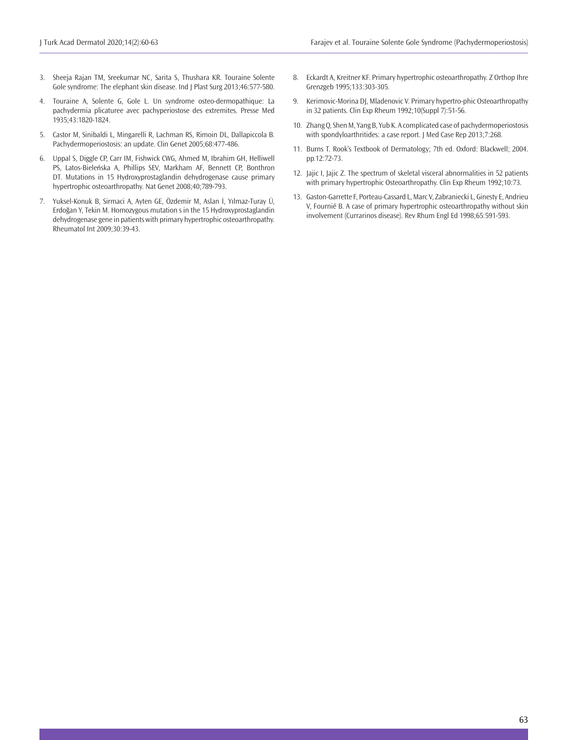3. Sheeja Rajan TM, Sreekumar NC, Sarita S, Thushara KR. Touraine Solente Gole syndrome: The elephant skin disease. Ind J Plast Surg 2013;46:577-580.

4. Touraine A, Solente G, Gole L. Un syndrome osteo-dermopathique: La pachydermia plicaturee avec pachyperiostose des extremites. Presse Med 1935;43:1820-1824.

5. Castor M, Sinibaldi L, Mingarelli R, Lachman RS, Rimoin DL, Dallapiccola B. Pachydermoperiostosis: an update. Clin Genet 2005;68:477-486.

6. Uppal S, Diggle CP, Carr IM, Fishwick CWG, Ahmed M, Ibrahim GH, Helliwell PS, Latos-Bieleńska A, Phillips SEV, Markham AF, Bennett CP, Bonthron DT. Mutations in 15 Hydroxyprostaglandin dehydrogenase cause primary hypertrophic osteoarthropathy. Nat Genet 2008;40;789-793.

7. Yuksel-Konuk B, Sirmaci A, Ayten GE, Özdemir M, Aslan İ, Yılmaz-Turay Ü, Erdoğan Y, Tekin M. Homozygous mutation s in the 15 Hydroxyprostaglandin dehydrogenase gene in patients with primary hypertrophic osteoarthropathy. Rheumatol Int 2009;30:39-43.

8. Eckardt A, Kreitner KF. Primary hypertrophic osteoarthropathy. Z Orthop Ihre Grenzgeb 1995;133:303-305.

9. Kerimovic-Morina DJ, Mladenovic V. Primary hypertro-phic Osteoarthropathy in 32 patients. Clin Exp Rheum 1992;10(Suppl 7):51-56.

10. Zhang Q, Shen M, Yang B, Yub K. A complicated case of pachydermoperiostosis with spondyloarthritides: a case report. J Med Case Rep 2013;7:268.

11. Burns T. Rook's Textbook of Dermatology; 7th ed. Oxford: Blackwell; 2004. pp.12:72-73.

12. Jajic I, Jajic Z. The spectrum of skeletal visceral abnormalities in 52 patients with primary hypertrophic Osteoarthropathy. Clin Exp Rheum 1992;10:73.

13. Gaston-Garrette F, Porteau-Cassard L, Marc V, Zabraniecki L, Ginesty E, Andrieu V, Fournié B. A case of primary hypertrophic osteoarthropathy without skin involvement (Currarinos disease). Rev Rhum Engl Ed 1998;65:591-593.